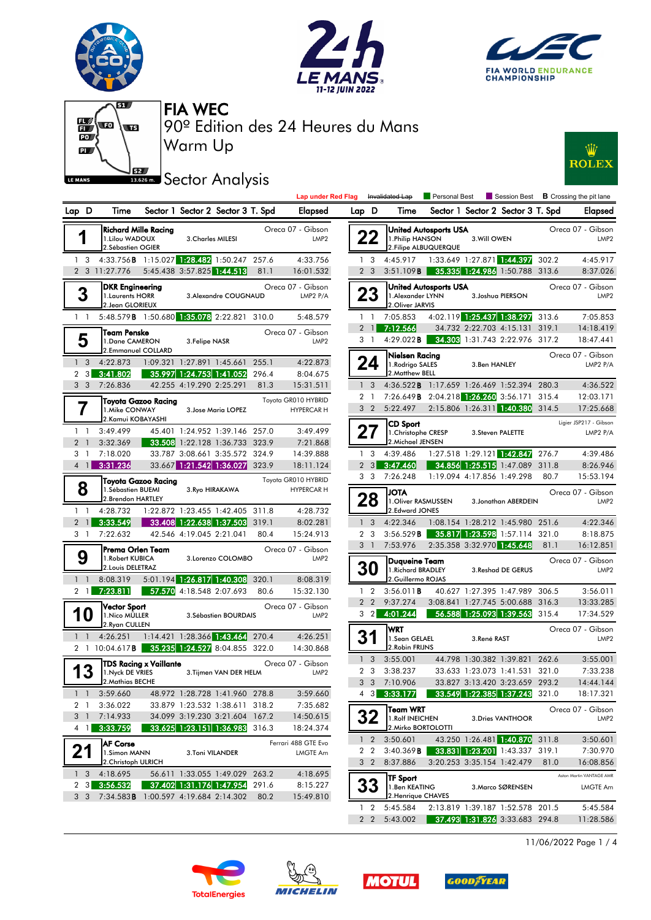# FIA WEC

## 90º Edition des 24 Heures du Mans

## Warm Up

## Sector Analysis

Lap under Red Flag | Invalidated Lap | Personal Best | Session Best | B Crossing the pit lane

### 1 — Richard Mille Racing — Oreca 07 - Gibson — LMP2
1.Lilou WADOUX, 2.Sébastien OGIER, 3.Charles MILESI

| Lap | D | Time | Sector 1 | Sector 2 | Sector 3 | T. Spd | Elapsed |
|---|---|---|---|---|---|---|---|
| 1 | 3 | 4:33.756B | 1:15.027 | 1:28.482 | 1:50.247 | 257.6 | 4:33.756 |
| 2 | 3 | 11:27.776 | 5:45.438 | 3:57.825 | 1:44.513 | 81.1 | 16:01.532 |

### 3 — DKR Engineering — Oreca 07 - Gibson — LMP2 P/A
1.Laurents HORR, 2.Jean GLORIEUX, 3.Alexandre COUGNAUD

| Lap | D | Time | Sector 1 | Sector 2 | Sector 3 | T. Spd | Elapsed |
|---|---|---|---|---|---|---|---|
| 1 | 1 | 5:48.579B | 1:50.680 | 1:35.078 | 2:22.821 | 310.0 | 5:48.579 |

### 5 — Team Penske — Oreca 07 - Gibson — LMP2
1.Dane CAMERON, 2.Emmanuel COLLARD, 3.Felipe NASR

| Lap | D | Time | Sector 1 | Sector 2 | Sector 3 | T. Spd | Elapsed |
|---|---|---|---|---|---|---|---|
| 1 | 3 | 4:22.873 | 1:09.321 | 1:27.891 | 1:45.661 | 255.1 | 4:22.873 |
| 2 | 3 | 3:41.802 | 35.997 | 1:24.753 | 1:41.052 | 296.4 | 8:04.675 |
| 3 | 3 | 7:26.836 | 42.255 | 4:19.290 | 2:25.291 | 81.3 | 15:31.511 |

### 7 — Toyota Gazoo Racing — Toyota GR010 HYBRID — HYPERCAR H
1.Mike CONWAY, 2.Kamui KOBAYASHI, 3.Jose Maria LOPEZ

| Lap | D | Time | Sector 1 | Sector 2 | Sector 3 | T. Spd | Elapsed |
|---|---|---|---|---|---|---|---|
| 1 | 1 | 3:49.499 | 45.401 | 1:24.952 | 1:39.146 | 257.0 | 3:49.499 |
| 2 | 1 | 3:32.369 | 33.508 | 1:22.128 | 1:36.733 | 323.9 | 7:21.868 |
| 3 | 1 | 7:18.020 | 33.787 | 3:08.661 | 3:35.572 | 324.9 | 14:39.888 |
| 4 | 1 | 3:31.236 | 33.667 | 1:21.542 | 1:36.027 | 323.9 | 18:11.124 |

### 8 — Toyota Gazoo Racing — Toyota GR010 HYBRID — HYPERCAR H
1.Sébastien BUEMI, 2.Brendon HARTLEY, 3.Ryo HIRAKAWA

| Lap | D | Time | Sector 1 | Sector 2 | Sector 3 | T. Spd | Elapsed |
|---|---|---|---|---|---|---|---|
| 1 | 1 | 4:28.732 | 1:22.872 | 1:23.455 | 1:42.405 | 311.8 | 4:28.732 |
| 2 | 1 | 3:33.549 | 33.408 | 1:22.638 | 1:37.503 | 319.1 | 8:02.281 |
| 3 | 1 | 7:22.632 | 42.546 | 4:19.045 | 2:21.041 | 80.4 | 15:24.913 |

### 9 — Prema Orlen Team — Oreca 07 - Gibson — LMP2
1.Robert KUBICA, 2.Louis DELETRAZ, 3.Lorenzo COLOMBO

| Lap | D | Time | Sector 1 | Sector 2 | Sector 3 | T. Spd | Elapsed |
|---|---|---|---|---|---|---|---|
| 1 | 1 | 8:08.319 | 5:01.194 | 1:26.817 | 1:40.308 | 320.1 | 8:08.319 |
| 2 | 1 | 7:23.811 | 57.570 | 4:18.548 | 2:07.693 | 80.6 | 15:32.130 |

### 10 — Vector Sport — Oreca 07 - Gibson — LMP2
1.Nico MÜLLER, 2.Ryan CULLEN, 3.Sébastien BOURDAIS

| Lap | D | Time | Sector 1 | Sector 2 | Sector 3 | T. Spd | Elapsed |
|---|---|---|---|---|---|---|---|
| 1 | 1 | 4:26.251 | 1:14.421 | 1:28.366 | 1:43.464 | 270.4 | 4:26.251 |
| 2 | 1 | 10:04.617B | 35.235 | 1:24.527 | 8:04.855 | 322.0 | 14:30.868 |

### 13 — TDS Racing x Vaillante — Oreca 07 - Gibson — LMP2
1.Nyck DE VRIES, 2.Mathias BECHE, 3.Tijmen VAN DER HELM

| Lap | D | Time | Sector 1 | Sector 2 | Sector 3 | T. Spd | Elapsed |
|---|---|---|---|---|---|---|---|
| 1 | 1 | 3:59.660 | 48.972 | 1:28.728 | 1:41.960 | 278.8 | 3:59.660 |
| 2 | 1 | 3:36.022 | 33.879 | 1:23.532 | 1:38.611 | 318.2 | 7:35.682 |
| 3 | 1 | 7:14.933 | 34.099 | 3:19.230 | 3:21.604 | 167.2 | 14:50.615 |
| 4 | 1 | 3:33.759 | 33.625 | 1:23.151 | 1:36.983 | 316.3 | 18:24.374 |

### 21 — AF Corse — Ferrari 488 GTE Evo — LMGTE Am
1.Simon MANN, 2.Christoph ULRICH, 3.Toni VILANDER

| Lap | D | Time | Sector 1 | Sector 2 | Sector 3 | T. Spd | Elapsed |
|---|---|---|---|---|---|---|---|
| 1 | 3 | 4:18.695 | 56.611 | 1:33.055 | 1:49.029 | 263.2 | 4:18.695 |
| 2 | 3 | 3:56.532 | 37.402 | 1:31.176 | 1:47.954 | 291.6 | 8:15.227 |
| 3 | 3 | 7:34.583B | 1:00.597 | 4:19.684 | 2:14.302 | 80.2 | 15:49.810 |

### 22 — United Autosports USA — Oreca 07 - Gibson — LMP2
1.Philip HANSON, 2.Filipe ALBUQUERQUE, 3.Will OWEN

| Lap | D | Time | Sector 1 | Sector 2 | Sector 3 | T. Spd | Elapsed |
|---|---|---|---|---|---|---|---|
| 1 | 3 | 4:45.917 | 1:33.649 | 1:27.871 | 1:44.397 | 302.2 | 4:45.917 |
| 2 | 3 | 3:51.109B | 35.335 | 1:24.986 | 1:50.788 | 313.6 | 8:37.026 |

### 23 — United Autosports USA — Oreca 07 - Gibson — LMP2
1.Alexander LYNN, 2.Oliver JARVIS, 3.Joshua PIERSON

| Lap | D | Time | Sector 1 | Sector 2 | Sector 3 | T. Spd | Elapsed |
|---|---|---|---|---|---|---|---|
| 1 | 1 | 7:05.853 | 4:02.119 | 1:25.437 | 1:38.297 | 313.6 | 7:05.853 |
| 2 | 1 | 7:12.566 | 34.732 | 2:22.703 | 4:15.131 | 319.1 | 14:18.419 |
| 3 | 1 | 4:29.022B | 34.303 | 1:31.743 | 2:22.976 | 317.2 | 18:47.441 |

### 24 — Nielsen Racing — Oreca 07 - Gibson — LMP2 P/A
1.Rodrigo SALES, 2.Matthew BELL, 3.Ben HANLEY

| Lap | D | Time | Sector 1 | Sector 2 | Sector 3 | T. Spd | Elapsed |
|---|---|---|---|---|---|---|---|
| 1 | 3 | 4:36.522B | 1:17.659 | 1:26.469 | 1:52.394 | 280.3 | 4:36.522 |
| 2 | 1 | 7:26.649B | 2:04.218 | 1:26.260 | 3:56.171 | 315.4 | 12:03.171 |
| 3 | 2 | 5:22.497 | 2:15.806 | 1:26.311 | 1:40.380 | 314.5 | 17:25.668 |

### 27 — CD Sport — Ligier JSP217 - Gibson — LMP2 P/A
1.Christophe CRESP, 2.Michael JENSEN, 3.Steven PALETTE

| Lap | D | Time | Sector 1 | Sector 2 | Sector 3 | T. Spd | Elapsed |
|---|---|---|---|---|---|---|---|
| 1 | 3 | 4:39.486 | 1:27.518 | 1:29.121 | 1:42.847 | 276.7 | 4:39.486 |
| 2 | 3 | 3:47.460 | 34.856 | 1:25.515 | 1:47.089 | 311.8 | 8:26.946 |
| 3 | 3 | 7:26.248 | 1:19.094 | 4:17.856 | 1:49.298 | 80.7 | 15:53.194 |

### 28 — JOTA — Oreca 07 - Gibson — LMP2
1.Oliver RASMUSSEN, 2.Edward JONES, 3.Jonathan ABERDEIN

| Lap | D | Time | Sector 1 | Sector 2 | Sector 3 | T. Spd | Elapsed |
|---|---|---|---|---|---|---|---|
| 1 | 3 | 4:22.346 | 1:08.154 | 1:28.212 | 1:45.980 | 251.6 | 4:22.346 |
| 2 | 3 | 3:56.529B | 35.817 | 1:23.598 | 1:57.114 | 321.0 | 8:18.875 |
| 3 | 1 | 7:53.976 | 2:35.358 | 3:32.970 | 1:45.648 | 81.1 | 16:12.851 |

### 30 — Duqueine Team — Oreca 07 - Gibson — LMP2
1.Oliver JONES, 2.Guillermo ROJAS, 3.Reshad DE GERUS

| Lap | D | Time | Sector 1 | Sector 2 | Sector 3 | T. Spd | Elapsed |
|---|---|---|---|---|---|---|---|
| 1 | 2 | 3:56.011B | 40.627 | 1:27.395 | 1:47.989 | 306.5 | 3:56.011 |
| 2 | 2 | 9:37.274 | 3:08.841 | 1:27.745 | 5:00.688 | 316.3 | 13:33.285 |
| 3 | 2 | 4:01.244 | 56.588 | 1:25.093 | 1:39.563 | 315.4 | 17:34.529 |

### 31 — WRT — Oreca 07 - Gibson — LMP2
1.Sean GELAEL, 2.Robin FRIJNS, 3.René RAST

| Lap | D | Time | Sector 1 | Sector 2 | Sector 3 | T. Spd | Elapsed |
|---|---|---|---|---|---|---|---|
| 1 | 3 | 3:55.001 | 44.798 | 1:30.382 | 1:39.821 | 262.6 | 3:55.001 |
| 2 | 3 | 3:38.237 | 33.633 | 1:23.073 | 1:41.531 | 321.0 | 7:33.238 |
| 3 | 3 | 7:10.906 | 33.827 | 3:13.420 | 3:23.659 | 293.2 | 14:44.144 |
| 4 | 3 | 3:33.177 | 33.549 | 1:22.385 | 1:37.243 | 321.0 | 18:17.321 |

### 32 — Team WRT — Oreca 07 - Gibson — LMP2
1.Rolf INEICHEN, 2.Mirko BORTOLOTTI, 3.Dries VANTHOOR

| Lap | D | Time | Sector 1 | Sector 2 | Sector 3 | T. Spd | Elapsed |
|---|---|---|---|---|---|---|---|
| 1 | 2 | 3:50.601 | 43.250 | 1:26.481 | 1:40.870 | 311.8 | 3:50.601 |
| 2 | 2 | 3:40.369B | 33.831 | 1:23.201 | 1:43.337 | 319.1 | 7:30.970 |
| 3 | 2 | 8:37.886 | 3:20.253 | 3:35.154 | 1:42.479 | 81.0 | 16:08.856 |

### 33 — TF Sport — Aston Martin VANTAGE AMR — LMGTE Am
1.Ben KEATING, 2.Henrique CHAVES, 3.Marco SØRENSEN

| Lap | D | Time | Sector 1 | Sector 2 | Sector 3 | T. Spd | Elapsed |
|---|---|---|---|---|---|---|---|
| 1 | 2 | 5:45.584 | 2:13.819 | 1:39.187 | 1:52.578 | 201.5 | 5:45.584 |
| 2 | 2 | 5:43.002 | 37.493 | 1:31.826 | 3:33.683 | 294.8 | 11:28.586 |

11/06/2022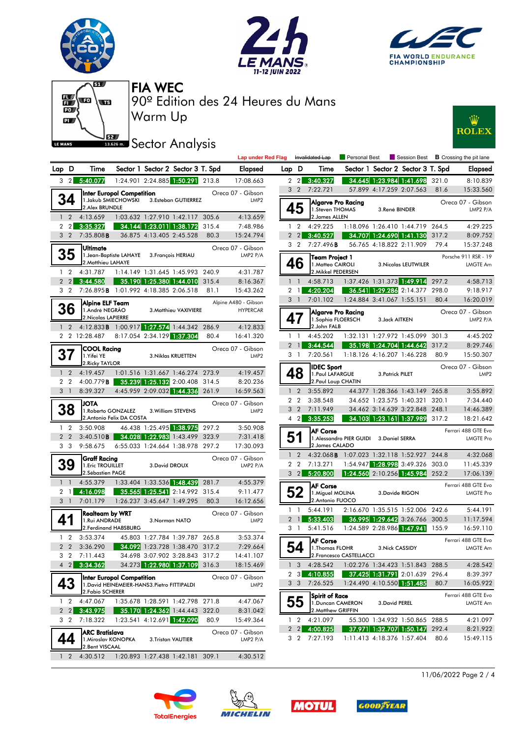# FIA WEC

## 90º Edition des 24 Heures du Mans

## Warm Up

## Sector Analysis

Lap under Red Flag | ~~Invalidated Lap~~ | Personal Best | Session Best | **B** Crossing the pit lane

| Lap | D | Time | Sector 1 | Sector 2 | Sector 3 | T. Spd | Elapsed |
|---|---|---|---|---|---|---|---|
| 3 | 2 | 5:40.077 | 1:24.901 | 2:24.885 | 1:50.291 | 213.8 | 17:08.663 |

**34** Inter Europol Competition — Oreca 07 - Gibson — LMP2
1.Jakub SMIECHOWSKI 2.Alex BRUNDLE 3.Esteban GUTIERREZ

| Lap | D | Time | Sector 1 | Sector 2 | Sector 3 | T. Spd | Elapsed |
|---|---|---|---|---|---|---|---|
| 1 | 2 | 4:13.659 | 1:03.632 | 1:27.910 | 1:42.117 | 305.6 | 4:13.659 |
| 2 | 2 | 3:35.327 | 34.144 | 1:23.011 | 1:38.172 | 315.4 | 7:48.986 |
| 3 | 2 | 7:35.808**B** | 36.875 | 4:13.405 | 2:45.528 | 80.3 | 15:24.794 |

**35** Ultimate — Oreca 07 - Gibson — LMP2 P/A
1.Jean-Baptiste LAHAYE 2.Matthieu LAHAYE 3.François HERIAU

| Lap | D | Time | Sector 1 | Sector 2 | Sector 3 | T. Spd | Elapsed |
|---|---|---|---|---|---|---|---|
| 1 | 2 | 4:31.787 | 1:14.149 | 1:31.645 | 1:45.993 | 240.9 | 4:31.787 |
| 2 | 2 | 3:44.580 | 35.190 | 1:25.380 | 1:44.010 | 315.4 | 8:16.367 |
| 3 | 2 | 7:26.895**B** | 1:01.992 | 4:18.385 | 2:06.518 | 81.1 | 15:43.262 |

**36** Alpine ELF Team — Alpine A480 - Gibson — HYPERCAR
1.André NEGRÃO 2.Nicolas LAPIERRE 3.Matthieu VAXIVIERE

| Lap | D | Time | Sector 1 | Sector 2 | Sector 3 | T. Spd | Elapsed |
|---|---|---|---|---|---|---|---|
| 1 | 2 | 4:12.833**B** | 1:00.917 | 1:27.574 | 1:44.342 | 286.9 | 4:12.833 |
| 2 | 2 | 12:28.487 | 8:17.054 | 2:34.129 | 1:37.304 | 80.4 | 16:41.320 |

**37** COOL Racing — Oreca 07 - Gibson — LMP2
1.Yifei YE 2.Ricky TAYLOR 3.Niklas KRUETTEN

| Lap | D | Time | Sector 1 | Sector 2 | Sector 3 | T. Spd | Elapsed |
|---|---|---|---|---|---|---|---|
| 1 | 2 | 4:19.457 | 1:01.516 | 1:31.667 | 1:46.274 | 273.9 | 4:19.457 |
| 2 | 2 | 4:00.779**B** | 35.239 | 1:25.132 | 2:00.408 | 314.5 | 8:20.236 |
| 3 | 1 | 8:39.327 | 4:45.959 | 2:09.032 | 1:44.336 | 261.9 | 16:59.563 |

**38** JOTA — Oreca 07 - Gibson — LMP2
1.Roberto GONZALEZ 2.Antonio Felix DA COSTA 3.William STEVENS

| Lap | D | Time | Sector 1 | Sector 2 | Sector 3 | T. Spd | Elapsed |
|---|---|---|---|---|---|---|---|
| 1 | 2 | 3:50.908 | 46.438 | 1:25.495 | 1:38.975 | 297.2 | 3:50.908 |
| 2 | 2 | 3:40.510**B** | 34.028 | 1:22.983 | 1:43.499 | 323.9 | 7:31.418 |
| 3 | 3 | 9:58.675 | 6:55.033 | 1:24.664 | 1:38.978 | 297.2 | 17:30.093 |

**39** Graff Racing — Oreca 07 - Gibson — LMP2 P/A
1.Eric TROUILLET 2.Sébastien PAGE 3.David DROUX

| Lap | D | Time | Sector 1 | Sector 2 | Sector 3 | T. Spd | Elapsed |
|---|---|---|---|---|---|---|---|
| 1 | 1 | 4:55.379 | 1:33.404 | 1:33.536 | 1:48.439 | 281.7 | 4:55.379 |
| 2 | 1 | 4:16.098 | 35.565 | 1:25.541 | 2:14.992 | 315.4 | 9:11.477 |
| 3 | 1 | 7:01.179 | 1:26.237 | 3:45.647 | 1:49.295 | 80.3 | 16:12.656 |

**41** Realteam by WRT — Oreca 07 - Gibson — LMP2
1.Rui ANDRADE 2.Ferdinand HABSBURG 3.Norman NATO

| Lap | D | Time | Sector 1 | Sector 2 | Sector 3 | T. Spd | Elapsed |
|---|---|---|---|---|---|---|---|
| 1 | 2 | 3:53.374 | 45.803 | 1:27.784 | 1:39.787 | 265.8 | 3:53.374 |
| 2 | 2 | 3:36.290 | 34.092 | 1:23.728 | 1:38.470 | 317.2 | 7:29.664 |
| 3 | 2 | 7:11.443 | 34.698 | 3:07.902 | 3:28.843 | 317.2 | 14:41.107 |
| 4 | 2 | 3:34.362 | 34.273 | 1:22.980 | 1:37.109 | 316.3 | 18:15.469 |

**43** Inter Europol Competition — Oreca 07 - Gibson — LMP2
1.David HEINEMEIER-HANSSON 2.Fabio SCHERER 3.Pietro FITTIPALDI

| Lap | D | Time | Sector 1 | Sector 2 | Sector 3 | T. Spd | Elapsed |
|---|---|---|---|---|---|---|---|
| 1 | 2 | 4:47.067 | 1:35.678 | 1:28.591 | 1:42.798 | 271.8 | 4:47.067 |
| 2 | 2 | 3:43.975 | 35.170 | 1:24.362 | 1:44.443 | 322.0 | 8:31.042 |
| 3 | 2 | 7:18.322 | 1:23.541 | 4:12.691 | 1:42.090 | 80.9 | 15:49.364 |

**44** ARC Bratislava — Oreca 07 - Gibson — LMP2 P/A
1.Miroslav KONOPKA 2.Bent VISCAAL 3.Tristan VAUTIER

| Lap | D | Time | Sector 1 | Sector 2 | Sector 3 | T. Spd | Elapsed |
|---|---|---|---|---|---|---|---|
| 1 | 2 | 4:30.512 | 1:20.893 | 1:27.438 | 1:42.181 | 309.1 | 4:30.512 |
| 2 | 2 | 3:40.327 | 34.645 | 1:23.984 | 1:41.698 | 321.0 | 8:10.839 |
| 3 | 2 | 7:22.721 | 57.899 | 4:17.259 | 2:07.563 | 81.6 | 15:33.560 |

**45** Algarve Pro Racing — Oreca 07 - Gibson — LMP2 P/A
1.Steven THOMAS 2.James ALLEN 3.René BINDER

| Lap | D | Time | Sector 1 | Sector 2 | Sector 3 | T. Spd | Elapsed |
|---|---|---|---|---|---|---|---|
| 1 | 2 | 4:29.225 | 1:18.096 | 1:26.410 | 1:44.719 | 264.5 | 4:29.225 |
| 2 | 2 | 3:40.527 | 34.707 | 1:24.690 | 1:41.130 | 317.2 | 8:09.752 |
| 3 | 2 | 7:27.496**B** | 56.765 | 4:18.822 | 2:11.909 | 79.4 | 15:37.248 |

**46** Team Project 1 — Porsche 911 RSR - 19 — LMGTE Am
1.Matteo CAIROLI 2.Mikkel PEDERSEN 3.Nicolas LEUTWILER

| Lap | D | Time | Sector 1 | Sector 2 | Sector 3 | T. Spd | Elapsed |
|---|---|---|---|---|---|---|---|
| 1 | 1 | 4:58.713 | 1:37.426 | 1:31.373 | 1:49.914 | 297.2 | 4:58.713 |
| 2 | 1 | 4:20.204 | 36.541 | 1:29.286 | 2:14.377 | 298.0 | 9:18.917 |
| 3 | 1 | 7:01.102 | 1:24.884 | 3:41.067 | 1:55.151 | 80.4 | 16:20.019 |

**47** Algarve Pro Racing — Oreca 07 - Gibson — LMP2 P/A
1.Sophia FLOERSCH 2.John FALB 3.Jack AITKEN

| Lap | D | Time | Sector 1 | Sector 2 | Sector 3 | T. Spd | Elapsed |
|---|---|---|---|---|---|---|---|
| 1 | 1 | 4:45.202 | 1:32.131 | 1:27.972 | 1:45.099 | 301.3 | 4:45.202 |
| 2 | 1 | 3:44.544 | 35.198 | 1:24.704 | 1:44.642 | 317.2 | 8:29.746 |
| 3 | 1 | 7:20.561 | 1:18.126 | 4:16.207 | 1:46.228 | 80.9 | 15:50.307 |

**48** IDEC Sport — Oreca 07 - Gibson — LMP2
1.Paul LAFARGUE 2.Paul Loup CHATIN 3.Patrick PILET

| Lap | D | Time | Sector 1 | Sector 2 | Sector 3 | T. Spd | Elapsed |
|---|---|---|---|---|---|---|---|
| 1 | 2 | 3:55.892 | 44.377 | 1:28.366 | 1:43.149 | 265.8 | 3:55.892 |
| 2 | 2 | 3:38.548 | 34.652 | 1:23.575 | 1:40.321 | 320.1 | 7:34.440 |
| 3 | 2 | 7:11.949 | 34.462 | 3:14.639 | 3:22.848 | 248.1 | 14:46.389 |
| 4 | 2 | 3:35.253 | 34.103 | 1:23.161 | 1:37.989 | 317.2 | 18:21.642 |

**51** AF Corse — Ferrari 488 GTE Evo — LMGTE Pro
1.Alessandro PIER GUIDI 2.James CALADO 3.Daniel SERRA

| Lap | D | Time | Sector 1 | Sector 2 | Sector 3 | T. Spd | Elapsed |
|---|---|---|---|---|---|---|---|
| 1 | 2 | 4:32.068**B** | 1:07.023 | 1:32.118 | 1:52.927 | 244.8 | 4:32.068 |
| 2 | 2 | 7:13.271 | 1:54.947 | 1:28.998 | 3:49.326 | 303.0 | 11:45.339 |
| 3 | 2 | 5:20.800 | 1:24.560 | 2:10.256 | 1:45.984 | 252.2 | 17:06.139 |

**52** AF Corse — Ferrari 488 GTE Evo — LMGTE Pro
1.Miguel MOLINA 2.Antonio FUOCO 3.Davide RIGON

| Lap | D | Time | Sector 1 | Sector 2 | Sector 3 | T. Spd | Elapsed |
|---|---|---|---|---|---|---|---|
| 1 | 1 | 5:44.191 | 2:16.670 | 1:35.515 | 1:52.006 | 242.6 | 5:44.191 |
| 2 | 1 | 5:33.403 | 36.995 | 1:29.642 | 3:26.766 | 300.5 | 11:17.594 |
| 3 | 1 | 5:41.516 | 1:24.589 | 2:28.986 | 1:47.941 | 155.9 | 16:59.110 |

**54** AF Corse — Ferrari 488 GTE Evo — LMGTE Am
1.Thomas FLOHR 2.Francesco CASTELLACCI 3.Nick CASSIDY

| Lap | D | Time | Sector 1 | Sector 2 | Sector 3 | T. Spd | Elapsed |
|---|---|---|---|---|---|---|---|
| 1 | 3 | 4:28.542 | 1:02.276 | 1:34.423 | 1:51.843 | 288.5 | 4:28.542 |
| 2 | 3 | 4:10.855 | 37.425 | 1:31.791 | 2:01.639 | 296.4 | 8:39.397 |
| 3 | 3 | 7:26.525 | 1:24.490 | 4:10.550 | 1:51.485 | 80.7 | 16:05.922 |

**55** Spirit of Race — Ferrari 488 GTE Evo — LMGTE Am
1.Duncan CAMERON 2.Matthew GRIFFIN 3.David PEREL

| Lap | D | Time | Sector 1 | Sector 2 | Sector 3 | T. Spd | Elapsed |
|---|---|---|---|---|---|---|---|
| 1 | 2 | 4:21.097 | 55.300 | 1:34.932 | 1:50.865 | 288.5 | 4:21.097 |
| 2 | 2 | 4:00.825 | 37.971 | 1:32.707 | 1:50.147 | 292.4 | 8:21.922 |
| 3 | 2 | 7:27.193 | 1:11.413 | 4:18.376 | 1:57.404 | 80.6 | 15:49.115 |

11/06/2022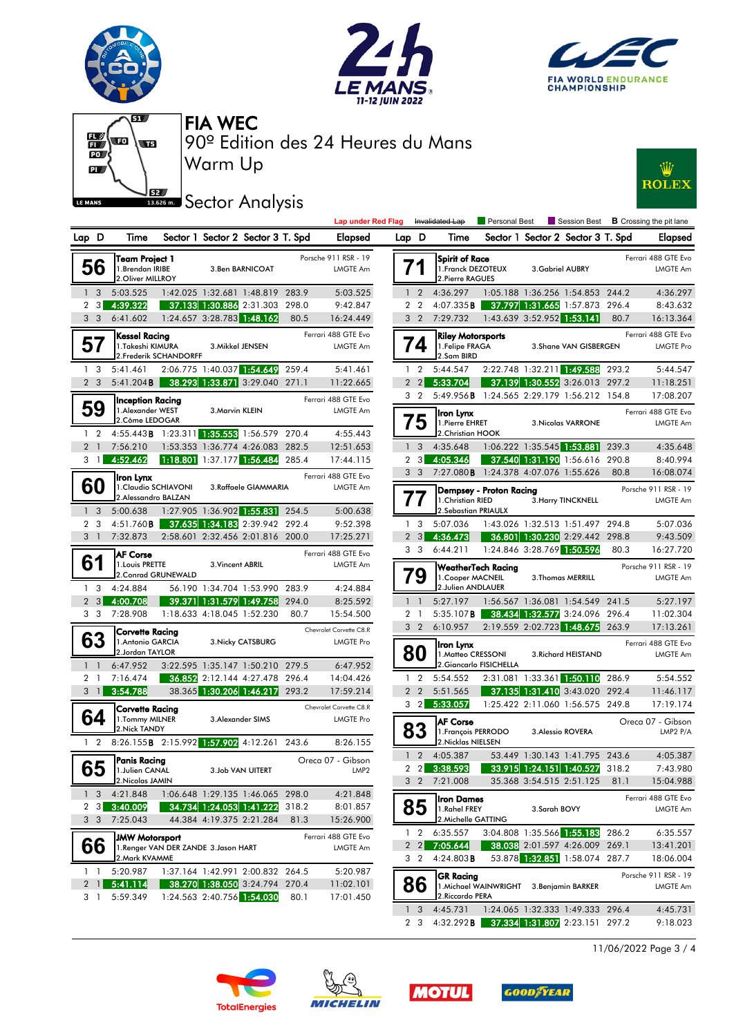# FIA WEC

## 90º Edition des 24 Heures du Mans

## Warm Up

## Sector Analysis

Legend: Lap under Red Flag | Invalidated Lap | Personal Best | Session Best | B Crossing the pit lane

### 56 — Team Project 1 — Porsche 911 RSR - 19 — LMGTE Am
1.Brendan IRIBE, 2.Oliver MILLROY, 3.Ben BARNICOAT

| Lap | D | Time | Sector 1 | Sector 2 | Sector 3 | T. Spd | Elapsed |
|---|---|---|---|---|---|---|---|
| 1 | 3 | 5:03.525 | 1:42.025 | 1:32.681 | 1:48.819 | 283.9 | 5:03.525 |
| 2 | 3 | 4:39.322 | 37.133 | 1:30.886 | 2:31.303 | 298.0 | 9:42.847 |
| 3 | 3 | 6:41.602 | 1:24.657 | 3:28.783 | 1:48.162 | 80.5 | 16:24.449 |

### 57 — Kessel Racing — Ferrari 488 GTE Evo — LMGTE Am
1.Takeshi KIMURA, 2.Frederik SCHANDORFF, 3.Mikkel JENSEN

| Lap | D | Time | Sector 1 | Sector 2 | Sector 3 | T. Spd | Elapsed |
|---|---|---|---|---|---|---|---|
| 1 | 3 | 5:41.461 | 2:06.775 | 1:40.037 | 1:54.649 | 259.4 | 5:41.461 |
| 2 | 3 | 5:41.204B | 38.293 | 1:33.871 | 3:29.040 | 271.1 | 11:22.665 |

### 59 — Inception Racing — Ferrari 488 GTE Evo — LMGTE Am
1.Alexander WEST, 2.Côme LEDOGAR, 3.Marvin KLEIN

| Lap | D | Time | Sector 1 | Sector 2 | Sector 3 | T. Spd | Elapsed |
|---|---|---|---|---|---|---|---|
| 1 | 2 | 4:55.443B | 1:23.311 | 1:35.553 | 1:56.579 | 270.4 | 4:55.443 |
| 2 | 1 | 7:56.210 | 1:53.353 | 1:36.774 | 4:26.083 | 282.5 | 12:51.653 |
| 3 | 1 | 4:52.462 | 1:18.801 | 1:37.177 | 1:56.484 | 285.4 | 17:44.115 |

### 60 — Iron Lynx — Ferrari 488 GTE Evo — LMGTE Am
1.Claudio SCHIAVONI, 2.Alessandro BALZAN, 3.Raffaele GIAMMARIA

| Lap | D | Time | Sector 1 | Sector 2 | Sector 3 | T. Spd | Elapsed |
|---|---|---|---|---|---|---|---|
| 1 | 3 | 5:00.638 | 1:27.905 | 1:36.902 | 1:55.831 | 254.5 | 5:00.638 |
| 2 | 3 | 4:51.760B | 37.635 | 1:34.183 | 2:39.942 | 292.4 | 9:52.398 |
| 3 | 1 | 7:32.873 | 2:58.601 | 2:32.456 | 2:01.816 | 200.0 | 17:25.271 |

### 61 — AF Corse — Ferrari 488 GTE Evo — LMGTE Am
1.Louis PRETTE, 2.Conrad GRUNEWALD, 3.Vincent ABRIL

| Lap | D | Time | Sector 1 | Sector 2 | Sector 3 | T. Spd | Elapsed |
|---|---|---|---|---|---|---|---|
| 1 | 3 | 4:24.884 | 56.190 | 1:34.704 | 1:53.990 | 283.9 | 4:24.884 |
| 2 | 3 | 4:00.708 | 39.371 | 1:31.579 | 1:49.758 | 294.0 | 8:25.592 |
| 3 | 3 | 7:28.908 | 1:18.633 | 4:18.045 | 1:52.230 | 80.7 | 15:54.500 |

### 63 — Corvette Racing — Chevrolet Corvette C8.R — LMGTE Pro
1.Antonio GARCIA, 2.Jordan TAYLOR, 3.Nicky CATSBURG

| Lap | D | Time | Sector 1 | Sector 2 | Sector 3 | T. Spd | Elapsed |
|---|---|---|---|---|---|---|---|
| 1 | 1 | 6:47.952 | 3:22.595 | 1:35.147 | 1:50.210 | 279.5 | 6:47.952 |
| 2 | 1 | 7:16.474 | 36.852 | 2:12.144 | 4:27.478 | 296.4 | 14:04.426 |
| 3 | 1 | 3:54.788 | 38.365 | 1:30.206 | 1:46.217 | 293.2 | 17:59.214 |

### 64 — Corvette Racing — Chevrolet Corvette C8.R — LMGTE Pro
1.Tommy MILNER, 2.Nick TANDY, 3.Alexander SIMS

| Lap | D | Time | Sector 1 | Sector 2 | Sector 3 | T. Spd | Elapsed |
|---|---|---|---|---|---|---|---|
| 1 | 2 | 8:26.155B | 2:15.992 | 1:57.902 | 4:12.261 | 243.6 | 8:26.155 |

### 65 — Panis Racing — Oreca 07 - Gibson — LMP2
1.Julien CANAL, 2.Nicolas JAMIN, 3.Job VAN UITERT

| Lap | D | Time | Sector 1 | Sector 2 | Sector 3 | T. Spd | Elapsed |
|---|---|---|---|---|---|---|---|
| 1 | 3 | 4:21.848 | 1:06.648 | 1:29.135 | 1:46.065 | 298.0 | 4:21.848 |
| 2 | 3 | 3:40.009 | 34.734 | 1:24.053 | 1:41.222 | 318.2 | 8:01.857 |
| 3 | 3 | 7:25.043 | 44.384 | 4:19.375 | 2:21.284 | 81.3 | 15:26.900 |

### 66 — JMW Motorsport — Ferrari 488 GTE Evo — LMGTE Am
1.Renger VAN DER ZANDE, 2.Mark KVAMME, 3.Jason HART

| Lap | D | Time | Sector 1 | Sector 2 | Sector 3 | T. Spd | Elapsed |
|---|---|---|---|---|---|---|---|
| 1 | 1 | 5:20.987 | 1:37.164 | 1:42.991 | 2:00.832 | 264.5 | 5:20.987 |
| 2 | 1 | 5:41.114 | 38.270 | 1:38.050 | 3:24.794 | 270.4 | 11:02.101 |
| 3 | 1 | 5:59.349 | 1:24.563 | 2:40.756 | 1:54.030 | 80.1 | 17:01.450 |

### 71 — Spirit of Race — Ferrari 488 GTE Evo — LMGTE Am
1.Franck DEZOTEUX, 2.Pierre RAGUES, 3.Gabriel AUBRY

| Lap | D | Time | Sector 1 | Sector 2 | Sector 3 | T. Spd | Elapsed |
|---|---|---|---|---|---|---|---|
| 1 | 2 | 4:36.297 | 1:05.188 | 1:36.256 | 1:54.853 | 244.2 | 4:36.297 |
| 2 | 2 | 4:07.335B | 37.797 | 1:31.665 | 1:57.873 | 296.4 | 8:43.632 |
| 3 | 2 | 7:29.732 | 1:43.639 | 3:52.952 | 1:53.141 | 80.7 | 16:13.364 |

### 74 — Riley Motorsports — Ferrari 488 GTE Evo — LMGTE Pro
1.Felipe FRAGA, 2.Sam BIRD, 3.Shane VAN GISBERGEN

| Lap | D | Time | Sector 1 | Sector 2 | Sector 3 | T. Spd | Elapsed |
|---|---|---|---|---|---|---|---|
| 1 | 2 | 5:44.547 | 2:22.748 | 1:32.211 | 1:49.588 | 293.2 | 5:44.547 |
| 2 | 2 | 5:33.704 | 37.139 | 1:30.552 | 3:26.013 | 297.2 | 11:18.251 |
| 3 | 2 | 5:49.956B | 1:24.565 | 2:29.179 | 1:56.212 | 154.8 | 17:08.207 |

### 75 — Iron Lynx — Ferrari 488 GTE Evo — LMGTE Am
1.Pierre EHRET, 2.Christian HOOK, 3.Nicolas VARRONE

| Lap | D | Time | Sector 1 | Sector 2 | Sector 3 | T. Spd | Elapsed |
|---|---|---|---|---|---|---|---|
| 1 | 3 | 4:35.648 | 1:06.222 | 1:35.545 | 1:53.881 | 239.3 | 4:35.648 |
| 2 | 3 | 4:05.346 | 37.540 | 1:31.190 | 1:56.616 | 290.8 | 8:40.994 |
| 3 | 3 | 7:27.080B | 1:24.378 | 4:07.076 | 1:55.626 | 80.8 | 16:08.074 |

### 77 — Dempsey - Proton Racing — Porsche 911 RSR - 19 — LMGTE Am
1.Christian RIED, 2.Sebastian PRIAULX, 3.Harry TINCKNELL

| Lap | D | Time | Sector 1 | Sector 2 | Sector 3 | T. Spd | Elapsed |
|---|---|---|---|---|---|---|---|
| 1 | 3 | 5:07.036 | 1:43.026 | 1:32.513 | 1:51.497 | 294.8 | 5:07.036 |
| 2 | 3 | 4:36.473 | 36.801 | 1:30.230 | 2:29.442 | 298.8 | 9:43.509 |
| 3 | 3 | 6:44.211 | 1:24.846 | 3:28.769 | 1:50.596 | 80.3 | 16:27.720 |

### 79 — WeatherTech Racing — Porsche 911 RSR - 19 — LMGTE Am
1.Cooper MACNEIL, 2.Julien ANDLAUER, 3.Thomas MERRILL

| Lap | D | Time | Sector 1 | Sector 2 | Sector 3 | T. Spd | Elapsed |
|---|---|---|---|---|---|---|---|
| 1 | 1 | 5:27.197 | 1:56.567 | 1:36.081 | 1:54.549 | 241.5 | 5:27.197 |
| 2 | 1 | 5:35.107B | 38.434 | 1:32.577 | 3:24.096 | 296.4 | 11:02.304 |
| 3 | 2 | 6:10.957 | 2:19.559 | 2:02.723 | 1:48.675 | 263.9 | 17:13.261 |

### 80 — Iron Lynx — Ferrari 488 GTE Evo — LMGTE Am
1.Matteo CRESSONI, 2.Giancarlo FISICHELLA, 3.Richard HEISTAND

| Lap | D | Time | Sector 1 | Sector 2 | Sector 3 | T. Spd | Elapsed |
|---|---|---|---|---|---|---|---|
| 1 | 2 | 5:54.552 | 2:31.081 | 1:33.361 | 1:50.110 | 286.9 | 5:54.552 |
| 2 | 2 | 5:51.565 | 37.135 | 1:31.410 | 3:43.020 | 292.4 | 11:46.117 |
| 3 | 2 | 5:33.057 | 1:25.422 | 2:11.060 | 1:56.575 | 249.8 | 17:19.174 |

### 83 — AF Corse — Oreca 07 - Gibson — LMP2 P/A
1.François PERRODO, 2.Nicklas NIELSEN, 3.Alessio ROVERA

| Lap | D | Time | Sector 1 | Sector 2 | Sector 3 | T. Spd | Elapsed |
|---|---|---|---|---|---|---|---|
| 1 | 2 | 4:05.387 | 53.449 | 1:30.143 | 1:41.795 | 243.6 | 4:05.387 |
| 2 | 2 | 3:38.593 | 33.915 | 1:24.151 | 1:40.527 | 318.2 | 7:43.980 |
| 3 | 2 | 7:21.008 | 35.368 | 3:54.515 | 2:51.125 | 81.1 | 15:04.988 |

### 85 — Iron Dames — Ferrari 488 GTE Evo — LMGTE Am
1.Rahel FREY, 2.Michelle GATTING, 3.Sarah BOVY

| Lap | D | Time | Sector 1 | Sector 2 | Sector 3 | T. Spd | Elapsed |
|---|---|---|---|---|---|---|---|
| 1 | 2 | 6:35.557 | 3:04.808 | 1:35.566 | 1:55.183 | 286.2 | 6:35.557 |
| 2 | 2 | 7:05.644 | 38.038 | 2:01.597 | 4:26.009 | 269.1 | 13:41.201 |
| 3 | 2 | 4:24.803B | 53.878 | 1:32.851 | 1:58.074 | 287.7 | 18:06.004 |

### 86 — GR Racing — Porsche 911 RSR - 19 — LMGTE Am
1.Michael WAINWRIGHT, 2.Riccardo PERA, 3.Benjamin BARKER

| Lap | D | Time | Sector 1 | Sector 2 | Sector 3 | T. Spd | Elapsed |
|---|---|---|---|---|---|---|---|
| 1 | 3 | 4:45.731 | 1:24.065 | 1:32.333 | 1:49.333 | 296.4 | 4:45.731 |
| 2 | 3 | 4:32.292B | 37.334 | 1:31.807 | 2:23.151 | 297.2 | 9:18.023 |

11/06/2022 Page 3 / 4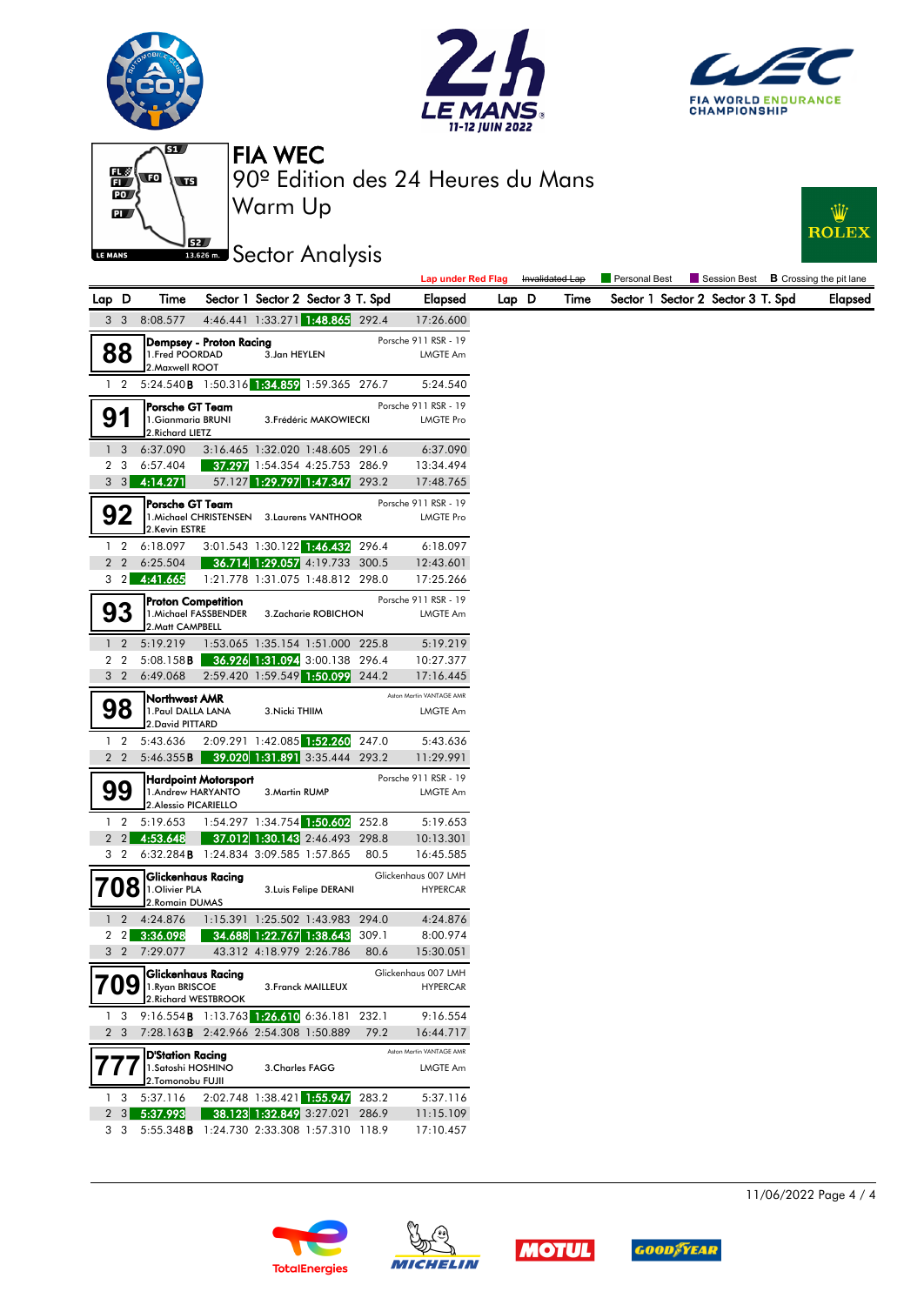# FIA WEC

90º Edition des 24 Heures du Mans

Warm Up

## Sector Analysis

Lap under Red Flag | ~~Invalidated Lap~~ | Personal Best | Session Best | **B** Crossing the pit lane

| Lap | D | Time | Sector 1 | Sector 2 | Sector 3 | T. Spd | Elapsed |
|---|---|---|---|---|---|---|---|
| 3 | 3 | 8:08.577 | 4:46.441 | 1:33.271 | 1:48.865 | 292.4 | 17:26.600 |
| **88** | | **Dempsey - Proton Racing** 1.Fred POORDAD 2.Maxwell ROOT 3.Jan HEYLEN | | | | Porsche 911 RSR - 19 | LMGTE Am |
| 1 | 2 | 5:24.540**B** | 1:50.316 | 1:34.859 | 1:59.365 | 276.7 | 5:24.540 |
| **91** | | **Porsche GT Team** 1.Gianmaria BRUNI 2.Richard LIETZ 3.Frédéric MAKOWIECKI | | | | Porsche 911 RSR - 19 | LMGTE Pro |
| 1 | 3 | 6:37.090 | 3:16.465 | 1:32.020 | 1:48.605 | 291.6 | 6:37.090 |
| 2 | 3 | 6:57.404 | 37.297 | 1:54.354 | 4:25.753 | 286.9 | 13:34.494 |
| 3 | 3 | 4:14.271 | 57.127 | 1:29.797 | 1:47.347 | 293.2 | 17:48.765 |
| **92** | | **Porsche GT Team** 1.Michael CHRISTENSEN 2.Kevin ESTRE 3.Laurens VANTHOOR | | | | Porsche 911 RSR - 19 | LMGTE Pro |
| 1 | 2 | 6:18.097 | 3:01.543 | 1:30.122 | 1:46.432 | 296.4 | 6:18.097 |
| 2 | 2 | 6:25.504 | 36.714 | 1:29.057 | 4:19.733 | 300.5 | 12:43.601 |
| 3 | 2 | 4:41.665 | 1:21.778 | 1:31.075 | 1:48.812 | 298.0 | 17:25.266 |
| **93** | | **Proton Competition** 1.Michael FASSBENDER 2.Matt CAMPBELL 3.Zacharie ROBICHON | | | | Porsche 911 RSR - 19 | LMGTE Am |
| 1 | 2 | 5:19.219 | 1:53.065 | 1:35.154 | 1:51.000 | 225.8 | 5:19.219 |
| 2 | 2 | 5:08.158**B** | 36.926 | 1:31.094 | 3:00.138 | 296.4 | 10:27.377 |
| 3 | 2 | 6:49.068 | 2:59.420 | 1:59.549 | 1:50.099 | 244.2 | 17:16.445 |
| **98** | | **Northwest AMR** 1.Paul DALLA LANA 2.David PITTARD 3.Nicki THIIM | | | | Aston Martin VANTAGE AMR | LMGTE Am |
| 1 | 2 | 5:43.636 | 2:09.291 | 1:42.085 | 1:52.260 | 247.0 | 5:43.636 |
| 2 | 2 | 5:46.355**B** | 39.020 | 1:31.891 | 3:35.444 | 293.2 | 11:29.991 |
| **99** | | **Hardpoint Motorsport** 1.Andrew HARYANTO 2.Alessio PICARIELLO 3.Martin RUMP | | | | Porsche 911 RSR - 19 | LMGTE Am |
| 1 | 2 | 5:19.653 | 1:54.297 | 1:34.754 | 1:50.602 | 252.8 | 5:19.653 |
| 2 | 2 | 4:53.648 | 37.012 | 1:30.143 | 2:46.493 | 298.8 | 10:13.301 |
| 3 | 2 | 6:32.284**B** | 1:24.834 | 3:09.585 | 1:57.865 | 80.5 | 16:45.585 |
| **708** | | **Glickenhaus Racing** 1.Olivier PLA 2.Romain DUMAS 3.Luis Felipe DERANI | | | | Glickenhaus 007 LMH | HYPERCAR |
| 1 | 2 | 4:24.876 | 1:15.391 | 1:25.502 | 1:43.983 | 294.0 | 4:24.876 |
| 2 | 2 | 3:36.098 | 34.688 | 1:22.767 | 1:38.643 | 309.1 | 8:00.974 |
| 3 | 2 | 7:29.077 | 43.312 | 4:18.979 | 2:26.786 | 80.6 | 15:30.051 |
| **709** | | **Glickenhaus Racing** 1.Ryan BRISCOE 2.Richard WESTBROOK 3.Franck MAILLEUX | | | | Glickenhaus 007 LMH | HYPERCAR |
| 1 | 3 | 9:16.554**B** | 1:13.763 | 1:26.610 | 6:36.181 | 232.1 | 9:16.554 |
| 2 | 3 | 7:28.163**B** | 2:42.966 | 2:54.308 | 1:50.889 | 79.2 | 16:44.717 |
| **777** | | **D'Station Racing** 1.Satoshi HOSHINO 2.Tomonobu FUJII 3.Charles FAGG | | | | Aston Martin VANTAGE AMR | LMGTE Am |
| 1 | 3 | 5:37.116 | 2:02.748 | 1:38.421 | 1:55.947 | 283.2 | 5:37.116 |
| 2 | 3 | 5:37.993 | 38.123 | 1:32.849 | 3:27.021 | 286.9 | 11:15.109 |
| 3 | 3 | 5:55.348**B** | 1:24.730 | 2:33.308 | 1:57.310 | 118.9 | 17:10.457 |

11/06/2022